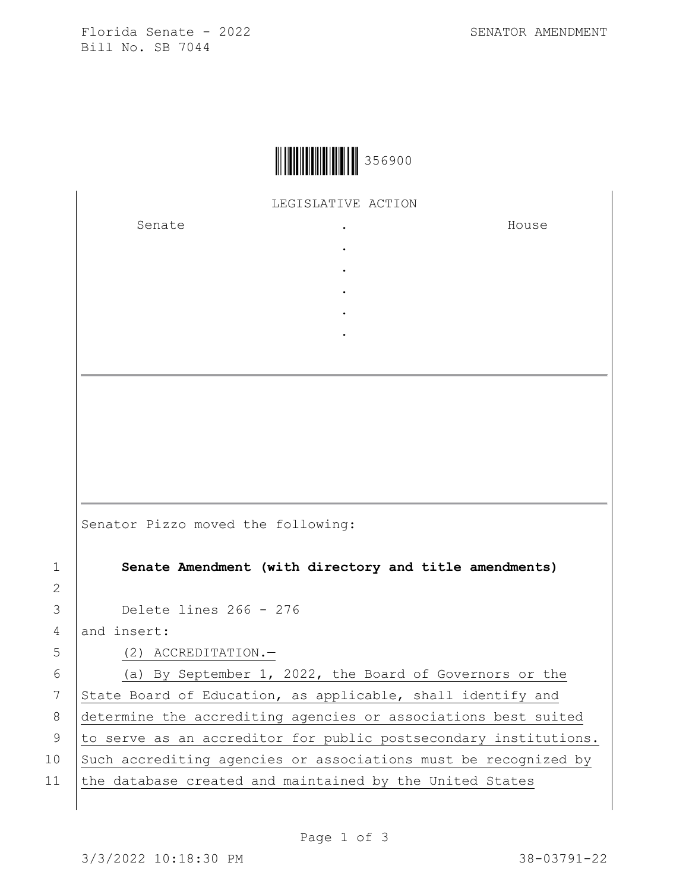Florida Senate - 2022
Bill No. SB 7044

SENATOR AMENDMENT

356900

LEGISLATIVE ACTION

| Senate | . | House |
|---|---|---|
| | . | |
| | . | |
| | . | |
| | . | |
| | . | |

Senator Pizzo moved the following:

1 **Senate Amendment (with directory and title amendments)**

2

3 Delete lines 266 - 276

4 and insert:

5 (2) ACCREDITATION.—

6 (a) By September 1, 2022, the Board of Governors or the

7 State Board of Education, as applicable, shall identify and

8 determine the accrediting agencies or associations best suited

9 to serve as an accreditor for public postsecondary institutions.

10 Such accrediting agencies or associations must be recognized by

11 the database created and maintained by the United States

3/3/2022 10:18:30 PM 38-03791-22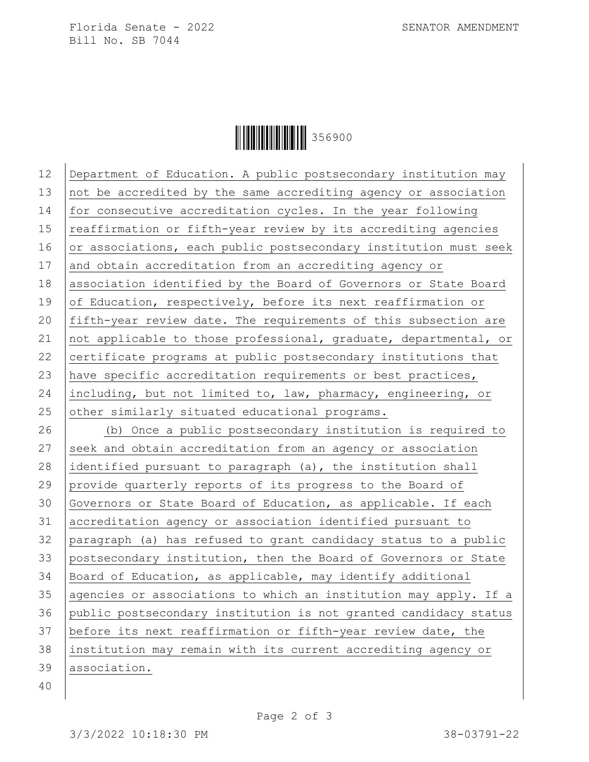Department of Education. A public postsecondary institution may not be accredited by the same accrediting agency or association for consecutive accreditation cycles. In the year following reaffirmation or fifth-year review by its accrediting agencies or associations, each public postsecondary institution must seek and obtain accreditation from an accrediting agency or association identified by the Board of Governors or State Board of Education, respectively, before its next reaffirmation or fifth-year review date. The requirements of this subsection are not applicable to those professional, graduate, departmental, or certificate programs at public postsecondary institutions that have specific accreditation requirements or best practices, including, but not limited to, law, pharmacy, engineering, or other similarly situated educational programs.

(b) Once a public postsecondary institution is required to seek and obtain accreditation from an agency or association identified pursuant to paragraph (a), the institution shall provide quarterly reports of its progress to the Board of Governors or State Board of Education, as applicable. If each accreditation agency or association identified pursuant to paragraph (a) has refused to grant candidacy status to a public postsecondary institution, then the Board of Governors or State Board of Education, as applicable, may identify additional agencies or associations to which an institution may apply. If a public postsecondary institution is not granted candidacy status before its next reaffirmation or fifth-year review date, the institution may remain with its current accrediting agency or association.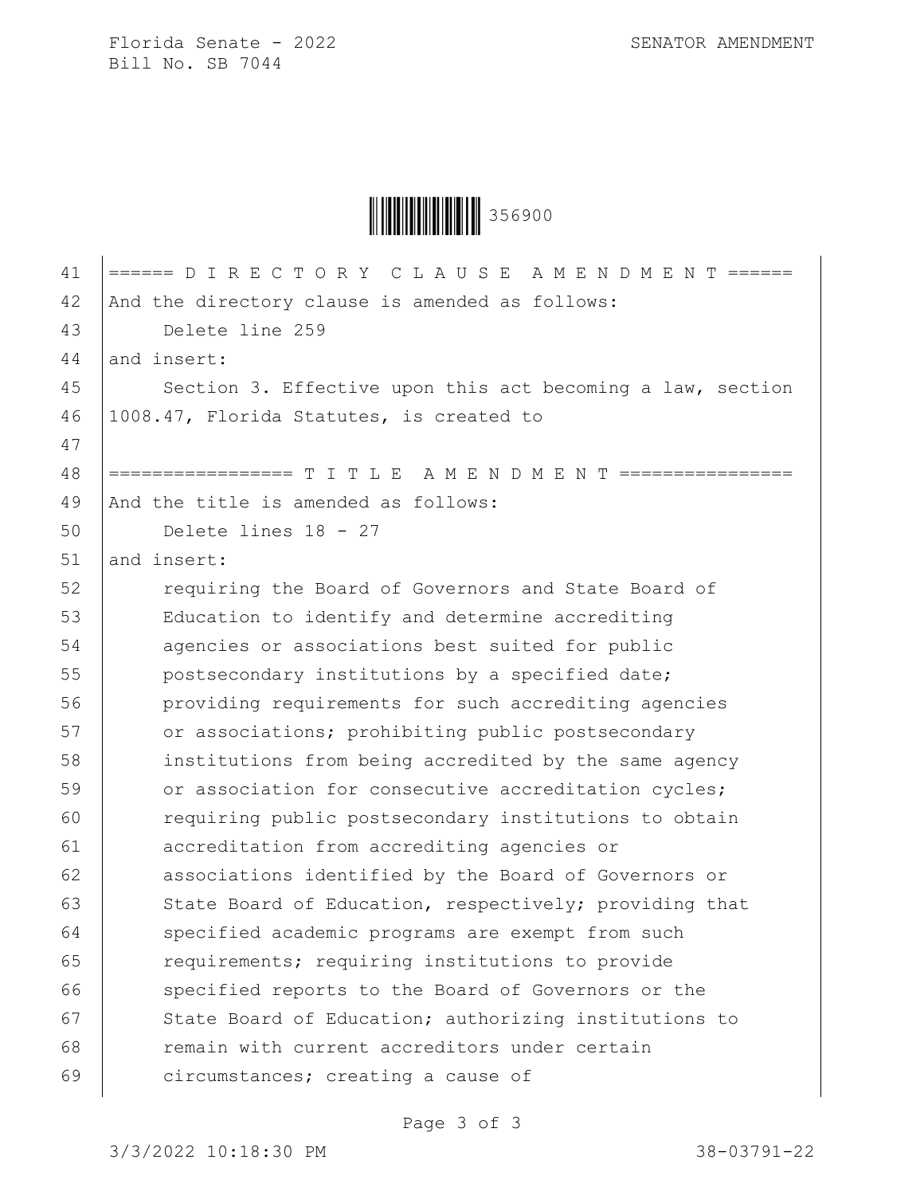====== D I R E C T O R Y C L A U S E A M E N D M E N T ======

And the directory clause is amended as follows:

Delete line 259

and insert:

Section 3. Effective upon this act becoming a law, section 1008.47, Florida Statutes, is created to

================= T I T L E A M E N D M E N T ================

And the title is amended as follows:

Delete lines 18 - 27

and insert:

requiring the Board of Governors and State Board of Education to identify and determine accrediting agencies or associations best suited for public postsecondary institutions by a specified date; providing requirements for such accrediting agencies or associations; prohibiting public postsecondary institutions from being accredited by the same agency or association for consecutive accreditation cycles; requiring public postsecondary institutions to obtain accreditation from accrediting agencies or associations identified by the Board of Governors or State Board of Education, respectively; providing that specified academic programs are exempt from such requirements; requiring institutions to provide specified reports to the Board of Governors or the State Board of Education; authorizing institutions to remain with current accreditors under certain circumstances; creating a cause of